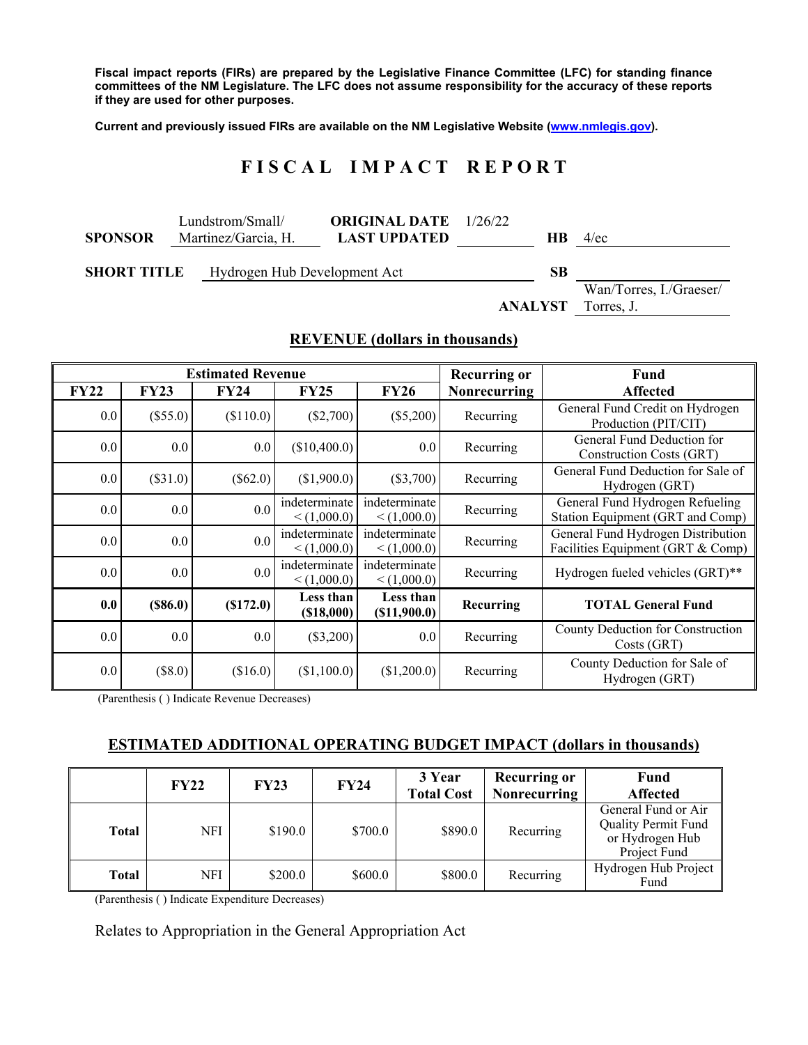**Fiscal impact reports (FIRs) are prepared by the Legislative Finance Committee (LFC) for standing finance committees of the NM Legislature. The LFC does not assume responsibility for the accuracy of these reports if they are used for other purposes.**

**Current and previously issued FIRs are available on the NM Legislative Website (www.nmlegis.gov).**

# FISCAL IMPACT REPORT

| | | | | | |
|---|---|---|---|---|---|
| **SPONSOR** | Lundstrom/Small/ Martinez/Garcia, H. | **ORIGINAL DATE** **LAST UPDATED** | 1/26/22 | **HB** | 4/ec |
| **SHORT TITLE** | Hydrogen Hub Development Act | | | **SB** | |
| | | | | **ANALYST** | Wan/Torres, I./Graeser/ Torres, J. |

## REVENUE (dollars in thousands)

| Estimated Revenue | | | | | Recurring or | Fund |
|---|---|---|---|---|---|---|
| **FY22** | **FY23** | **FY24** | **FY25** | **FY26** | **Nonrecurring** | **Affected** |
| 0.0 | ($55.0) | ($110.0) | ($2,700) | ($5,200) | Recurring | General Fund Credit on Hydrogen Production (PIT/CIT) |
| 0.0 | 0.0 | 0.0 | ($10,400.0) | 0.0 | Recurring | General Fund Deduction for Construction Costs (GRT) |
| 0.0 | ($31.0) | ($62.0) | ($1,900.0) | ($3,700) | Recurring | General Fund Deduction for Sale of Hydrogen (GRT) |
| 0.0 | 0.0 | 0.0 | indeterminate < (1,000.0) | indeterminate < (1,000.0) | Recurring | General Fund Hydrogen Refueling Station Equipment (GRT and Comp) |
| 0.0 | 0.0 | 0.0 | indeterminate < (1,000.0) | indeterminate < (1,000.0) | Recurring | General Fund Hydrogen Distribution Facilities Equipment (GRT & Comp) |
| 0.0 | 0.0 | 0.0 | indeterminate < (1,000.0) | indeterminate < (1,000.0) | Recurring | Hydrogen fueled vehicles (GRT)** |
| **0.0** | **($86.0)** | **($172.0)** | **Less than ($18,000)** | **Less than ($11,900.0)** | **Recurring** | **TOTAL General Fund** |
| 0.0 | 0.0 | 0.0 | ($3,200) | 0.0 | Recurring | County Deduction for Construction Costs (GRT) |
| 0.0 | ($8.0) | ($16.0) | ($1,100.0) | ($1,200.0) | Recurring | County Deduction for Sale of Hydrogen (GRT) |

(Parenthesis ( ) Indicate Revenue Decreases)

## ESTIMATED ADDITIONAL OPERATING BUDGET IMPACT (dollars in thousands)

| | **FY22** | **FY23** | **FY24** | **3 Year Total Cost** | **Recurring or Nonrecurring** | **Fund Affected** |
|---|---|---|---|---|---|---|
| **Total** | NFI | $190.0 | $700.0 | $890.0 | Recurring | General Fund or Air Quality Permit Fund or Hydrogen Hub Project Fund |
| **Total** | NFI | $200.0 | $600.0 | $800.0 | Recurring | Hydrogen Hub Project Fund |

(Parenthesis ( ) Indicate Expenditure Decreases)

Relates to Appropriation in the General Appropriation Act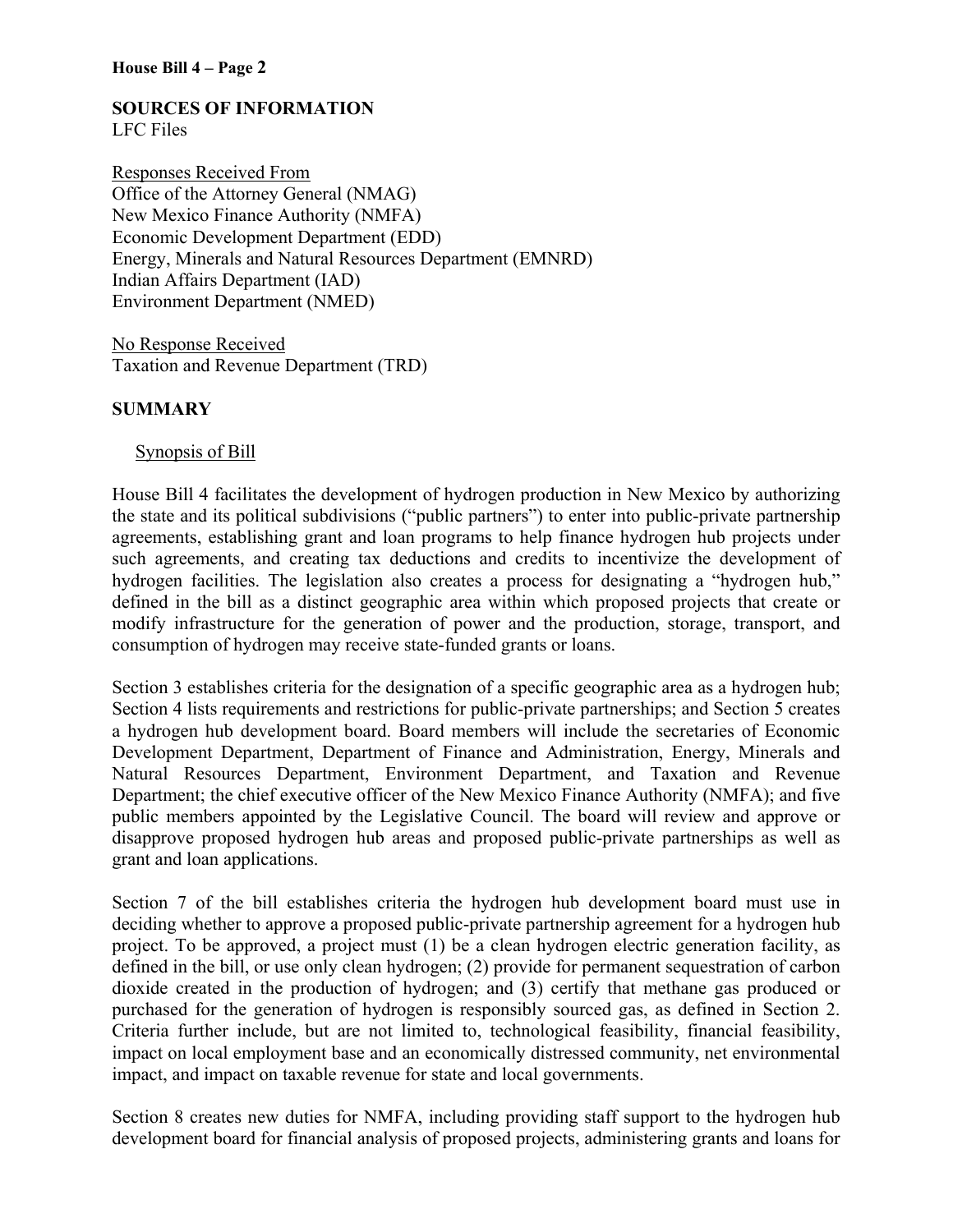**SOURCES OF INFORMATION**
LFC Files

Responses Received From
Office of the Attorney General (NMAG)
New Mexico Finance Authority (NMFA)
Economic Development Department (EDD)
Energy, Minerals and Natural Resources Department (EMNRD)
Indian Affairs Department (IAD)
Environment Department (NMED)

No Response Received
Taxation and Revenue Department (TRD)

**SUMMARY**

Synopsis of Bill

House Bill 4 facilitates the development of hydrogen production in New Mexico by authorizing the state and its political subdivisions ("public partners") to enter into public-private partnership agreements, establishing grant and loan programs to help finance hydrogen hub projects under such agreements, and creating tax deductions and credits to incentivize the development of hydrogen facilities. The legislation also creates a process for designating a "hydrogen hub," defined in the bill as a distinct geographic area within which proposed projects that create or modify infrastructure for the generation of power and the production, storage, transport, and consumption of hydrogen may receive state-funded grants or loans.

Section 3 establishes criteria for the designation of a specific geographic area as a hydrogen hub; Section 4 lists requirements and restrictions for public-private partnerships; and Section 5 creates a hydrogen hub development board. Board members will include the secretaries of Economic Development Department, Department of Finance and Administration, Energy, Minerals and Natural Resources Department, Environment Department, and Taxation and Revenue Department; the chief executive officer of the New Mexico Finance Authority (NMFA); and five public members appointed by the Legislative Council. The board will review and approve or disapprove proposed hydrogen hub areas and proposed public-private partnerships as well as grant and loan applications.

Section 7 of the bill establishes criteria the hydrogen hub development board must use in deciding whether to approve a proposed public-private partnership agreement for a hydrogen hub project. To be approved, a project must (1) be a clean hydrogen electric generation facility, as defined in the bill, or use only clean hydrogen; (2) provide for permanent sequestration of carbon dioxide created in the production of hydrogen; and (3) certify that methane gas produced or purchased for the generation of hydrogen is responsibly sourced gas, as defined in Section 2. Criteria further include, but are not limited to, technological feasibility, financial feasibility, impact on local employment base and an economically distressed community, net environmental impact, and impact on taxable revenue for state and local governments.

Section 8 creates new duties for NMFA, including providing staff support to the hydrogen hub development board for financial analysis of proposed projects, administering grants and loans for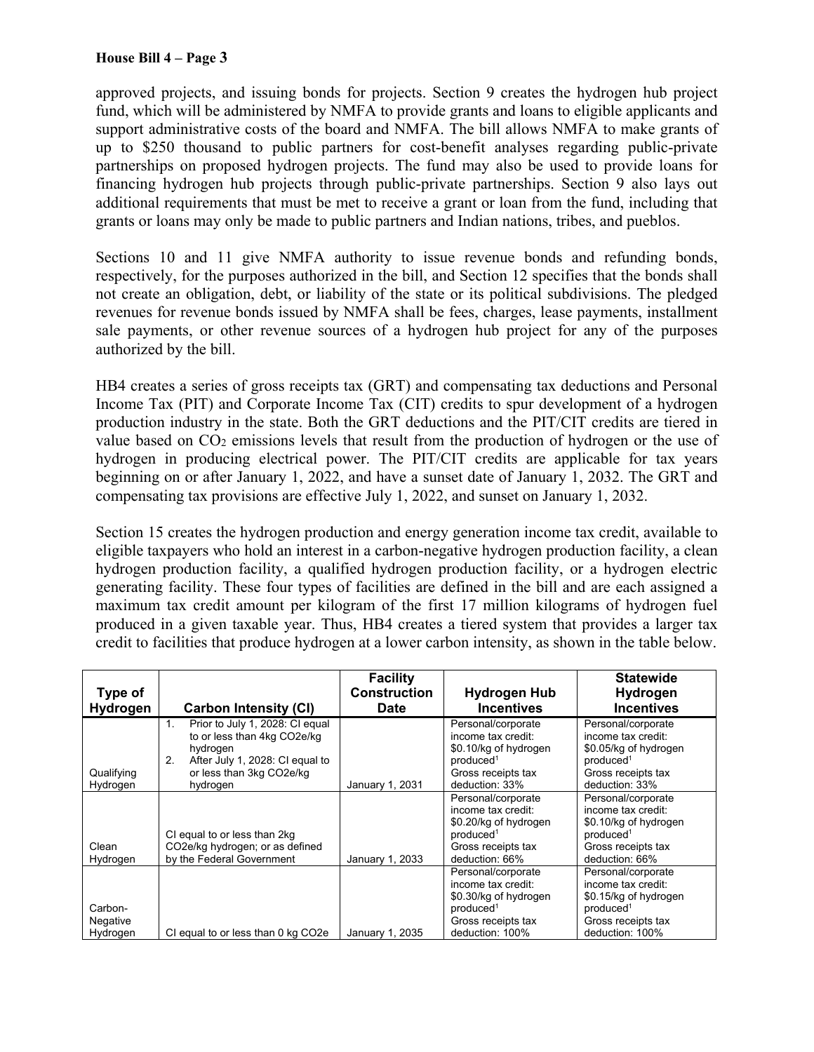approved projects, and issuing bonds for projects. Section 9 creates the hydrogen hub project fund, which will be administered by NMFA to provide grants and loans to eligible applicants and support administrative costs of the board and NMFA. The bill allows NMFA to make grants of up to $250 thousand to public partners for cost-benefit analyses regarding public-private partnerships on proposed hydrogen projects. The fund may also be used to provide loans for financing hydrogen hub projects through public-private partnerships. Section 9 also lays out additional requirements that must be met to receive a grant or loan from the fund, including that grants or loans may only be made to public partners and Indian nations, tribes, and pueblos.

Sections 10 and 11 give NMFA authority to issue revenue bonds and refunding bonds, respectively, for the purposes authorized in the bill, and Section 12 specifies that the bonds shall not create an obligation, debt, or liability of the state or its political subdivisions. The pledged revenues for revenue bonds issued by NMFA shall be fees, charges, lease payments, installment sale payments, or other revenue sources of a hydrogen hub project for any of the purposes authorized by the bill.

HB4 creates a series of gross receipts tax (GRT) and compensating tax deductions and Personal Income Tax (PIT) and Corporate Income Tax (CIT) credits to spur development of a hydrogen production industry in the state. Both the GRT deductions and the PIT/CIT credits are tiered in value based on $CO_2$ emissions levels that result from the production of hydrogen or the use of hydrogen in producing electrical power. The PIT/CIT credits are applicable for tax years beginning on or after January 1, 2022, and have a sunset date of January 1, 2032. The GRT and compensating tax provisions are effective July 1, 2022, and sunset on January 1, 2032.

Section 15 creates the hydrogen production and energy generation income tax credit, available to eligible taxpayers who hold an interest in a carbon-negative hydrogen production facility, a clean hydrogen production facility, a qualified hydrogen production facility, or a hydrogen electric generating facility. These four types of facilities are defined in the bill and are each assigned a maximum tax credit amount per kilogram of the first 17 million kilograms of hydrogen fuel produced in a given taxable year. Thus, HB4 creates a tiered system that provides a larger tax credit to facilities that produce hydrogen at a lower carbon intensity, as shown in the table below.

| Type of Hydrogen | Carbon Intensity (CI) | Facility Construction Date | Hydrogen Hub Incentives | Statewide Hydrogen Incentives |
|---|---|---|---|---|
| Qualifying Hydrogen | 1. Prior to July 1, 2028: CI equal to or less than 4kg CO2e/kg hydrogen<br>2. After July 1, 2028: CI equal to or less than 3kg CO2e/kg hydrogen | January 1, 2031 | Personal/corporate income tax credit: $0.10/kg of hydrogen produced[1]<br>Gross receipts tax deduction: 33% | Personal/corporate income tax credit: $0.05/kg of hydrogen produced[1]<br>Gross receipts tax deduction: 33% |
| Clean Hydrogen | CI equal to or less than 2kg CO2e/kg hydrogen; or as defined by the Federal Government | January 1, 2033 | Personal/corporate income tax credit: $0.20/kg of hydrogen produced[1]<br>Gross receipts tax deduction: 66% | Personal/corporate income tax credit: $0.10/kg of hydrogen produced[1]<br>Gross receipts tax deduction: 66% |
| Carbon-Negative Hydrogen | CI equal to or less than 0 kg CO2e | January 1, 2035 | Personal/corporate income tax credit: $0.30/kg of hydrogen produced[1]<br>Gross receipts tax deduction: 100% | Personal/corporate income tax credit: $0.15/kg of hydrogen produced[1]<br>Gross receipts tax deduction: 100% |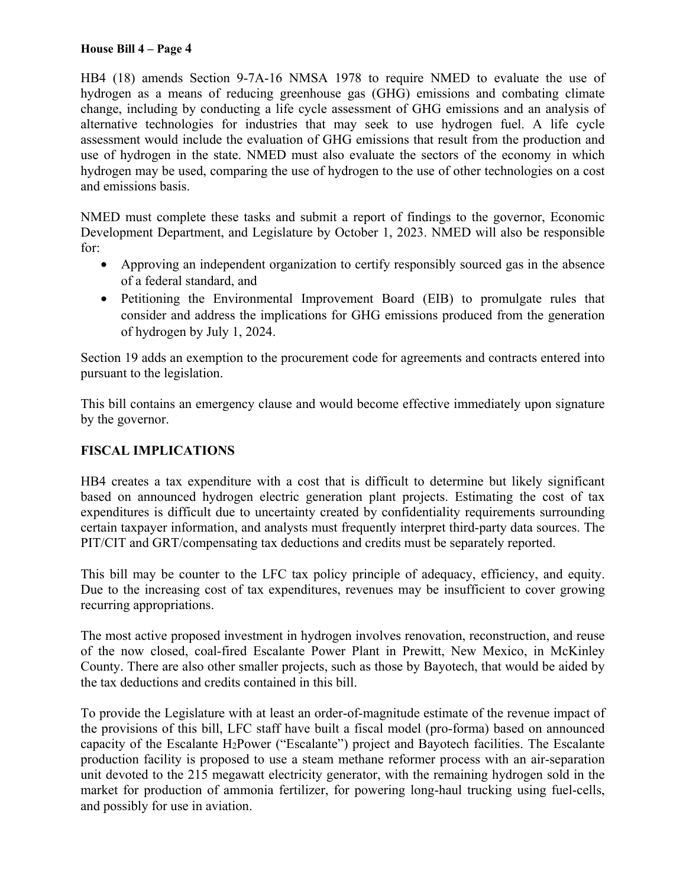HB4 (18) amends Section 9-7A-16 NMSA 1978 to require NMED to evaluate the use of hydrogen as a means of reducing greenhouse gas (GHG) emissions and combating climate change, including by conducting a life cycle assessment of GHG emissions and an analysis of alternative technologies for industries that may seek to use hydrogen fuel. A life cycle assessment would include the evaluation of GHG emissions that result from the production and use of hydrogen in the state. NMED must also evaluate the sectors of the economy in which hydrogen may be used, comparing the use of hydrogen to the use of other technologies on a cost and emissions basis.

NMED must complete these tasks and submit a report of findings to the governor, Economic Development Department, and Legislature by October 1, 2023. NMED will also be responsible for:

- Approving an independent organization to certify responsibly sourced gas in the absence of a federal standard, and
- Petitioning the Environmental Improvement Board (EIB) to promulgate rules that consider and address the implications for GHG emissions produced from the generation of hydrogen by July 1, 2024.

Section 19 adds an exemption to the procurement code for agreements and contracts entered into pursuant to the legislation.

This bill contains an emergency clause and would become effective immediately upon signature by the governor.

## FISCAL IMPLICATIONS

HB4 creates a tax expenditure with a cost that is difficult to determine but likely significant based on announced hydrogen electric generation plant projects. Estimating the cost of tax expenditures is difficult due to uncertainty created by confidentiality requirements surrounding certain taxpayer information, and analysts must frequently interpret third-party data sources. The PIT/CIT and GRT/compensating tax deductions and credits must be separately reported.

This bill may be counter to the LFC tax policy principle of adequacy, efficiency, and equity. Due to the increasing cost of tax expenditures, revenues may be insufficient to cover growing recurring appropriations.

The most active proposed investment in hydrogen involves renovation, reconstruction, and reuse of the now closed, coal-fired Escalante Power Plant in Prewitt, New Mexico, in McKinley County. There are also other smaller projects, such as those by Bayotech, that would be aided by the tax deductions and credits contained in this bill.

To provide the Legislature with at least an order-of-magnitude estimate of the revenue impact of the provisions of this bill, LFC staff have built a fiscal model (pro-forma) based on announced capacity of the Escalante $H_2$Power ("Escalante") project and Bayotech facilities. The Escalante production facility is proposed to use a steam methane reformer process with an air-separation unit devoted to the 215 megawatt electricity generator, with the remaining hydrogen sold in the market for production of ammonia fertilizer, for powering long-haul trucking using fuel-cells, and possibly for use in aviation.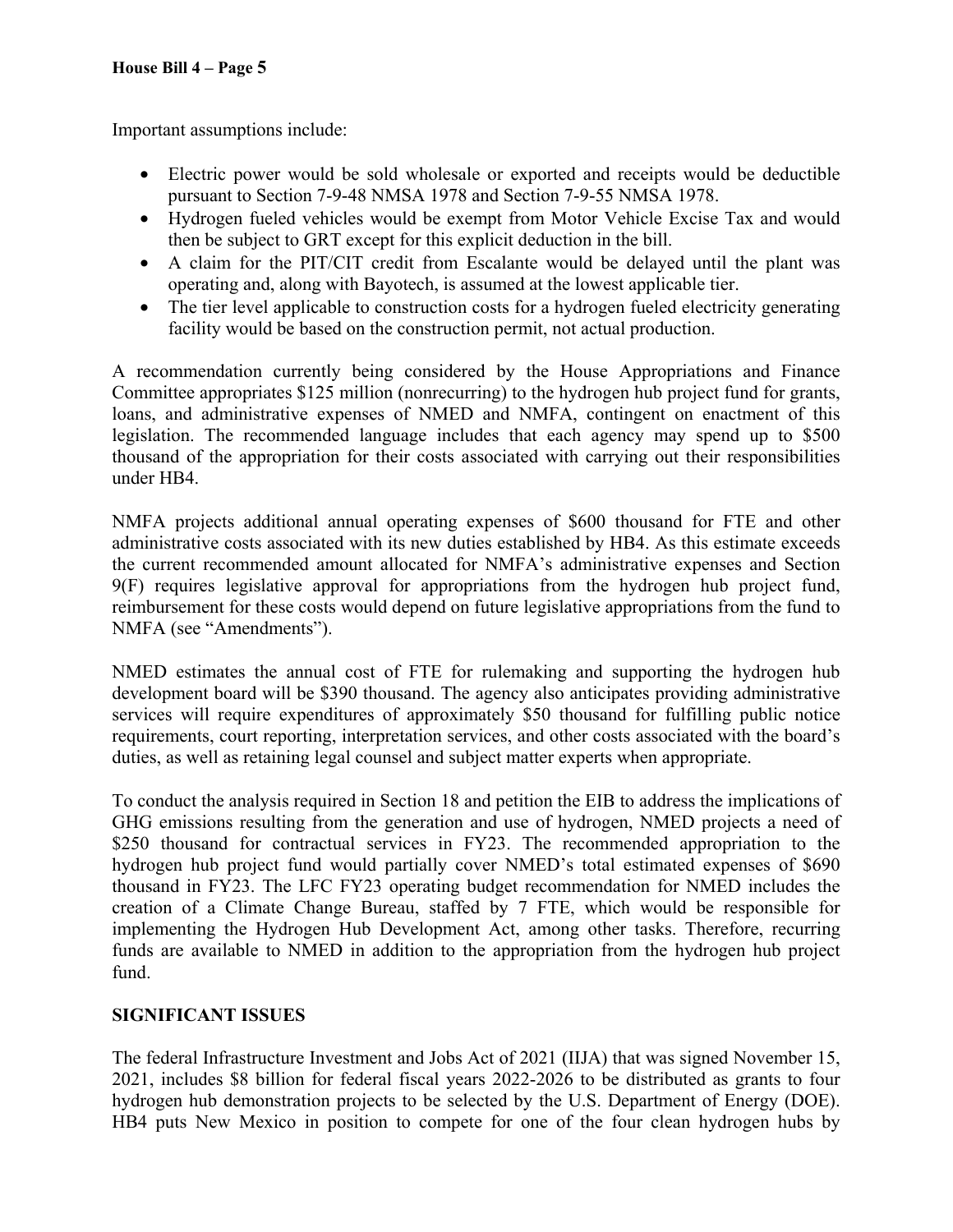Important assumptions include:

- Electric power would be sold wholesale or exported and receipts would be deductible pursuant to Section 7-9-48 NMSA 1978 and Section 7-9-55 NMSA 1978.
- Hydrogen fueled vehicles would be exempt from Motor Vehicle Excise Tax and would then be subject to GRT except for this explicit deduction in the bill.
- A claim for the PIT/CIT credit from Escalante would be delayed until the plant was operating and, along with Bayotech, is assumed at the lowest applicable tier.
- The tier level applicable to construction costs for a hydrogen fueled electricity generating facility would be based on the construction permit, not actual production.

A recommendation currently being considered by the House Appropriations and Finance Committee appropriates $125 million (nonrecurring) to the hydrogen hub project fund for grants, loans, and administrative expenses of NMED and NMFA, contingent on enactment of this legislation. The recommended language includes that each agency may spend up to $500 thousand of the appropriation for their costs associated with carrying out their responsibilities under HB4.

NMFA projects additional annual operating expenses of $600 thousand for FTE and other administrative costs associated with its new duties established by HB4. As this estimate exceeds the current recommended amount allocated for NMFA's administrative expenses and Section 9(F) requires legislative approval for appropriations from the hydrogen hub project fund, reimbursement for these costs would depend on future legislative appropriations from the fund to NMFA (see "Amendments").

NMED estimates the annual cost of FTE for rulemaking and supporting the hydrogen hub development board will be $390 thousand. The agency also anticipates providing administrative services will require expenditures of approximately $50 thousand for fulfilling public notice requirements, court reporting, interpretation services, and other costs associated with the board's duties, as well as retaining legal counsel and subject matter experts when appropriate.

To conduct the analysis required in Section 18 and petition the EIB to address the implications of GHG emissions resulting from the generation and use of hydrogen, NMED projects a need of $250 thousand for contractual services in FY23. The recommended appropriation to the hydrogen hub project fund would partially cover NMED's total estimated expenses of $690 thousand in FY23. The LFC FY23 operating budget recommendation for NMED includes the creation of a Climate Change Bureau, staffed by 7 FTE, which would be responsible for implementing the Hydrogen Hub Development Act, among other tasks. Therefore, recurring funds are available to NMED in addition to the appropriation from the hydrogen hub project fund.

**SIGNIFICANT ISSUES**

The federal Infrastructure Investment and Jobs Act of 2021 (IIJA) that was signed November 15, 2021, includes $8 billion for federal fiscal years 2022-2026 to be distributed as grants to four hydrogen hub demonstration projects to be selected by the U.S. Department of Energy (DOE). HB4 puts New Mexico in position to compete for one of the four clean hydrogen hubs by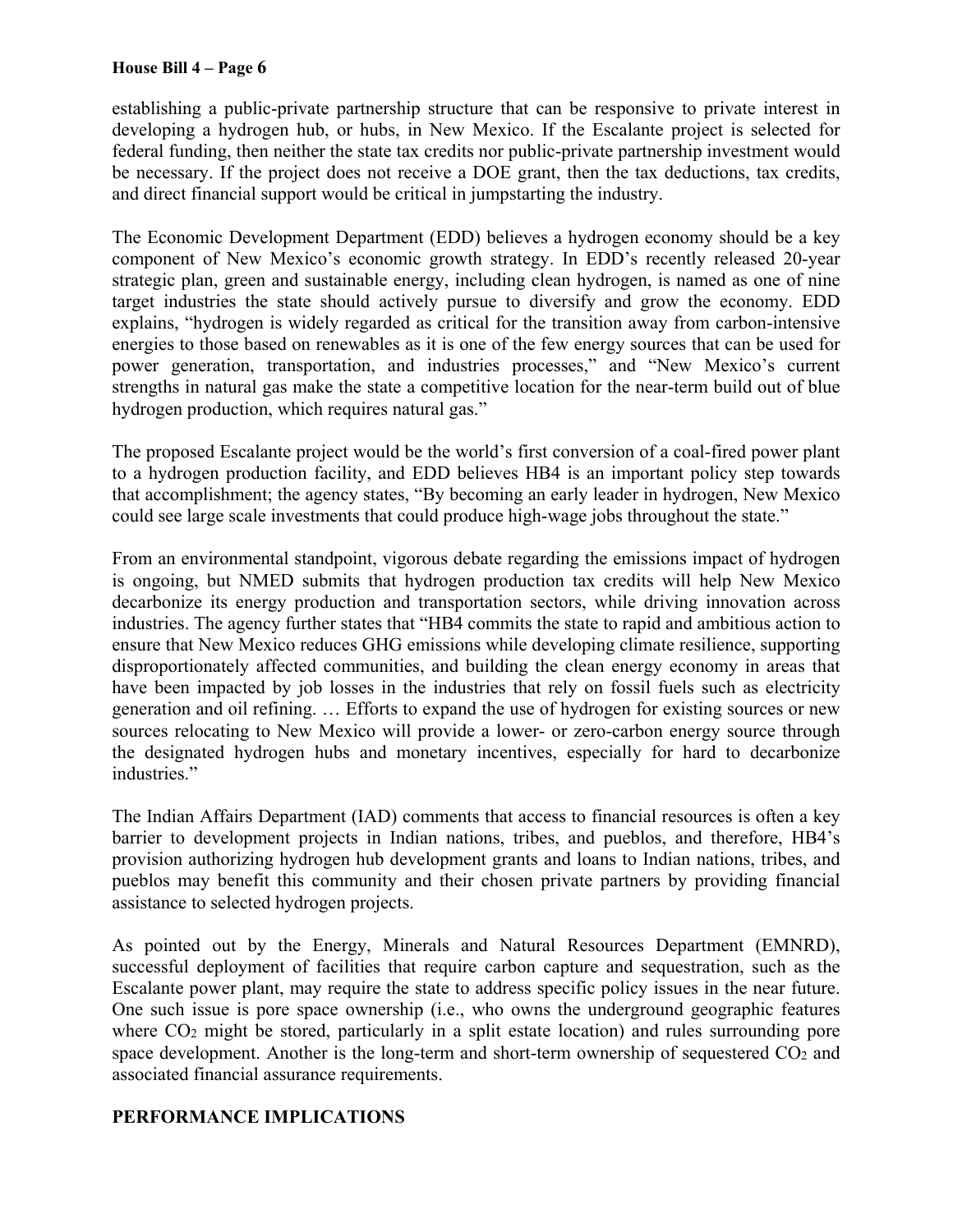establishing a public-private partnership structure that can be responsive to private interest in developing a hydrogen hub, or hubs, in New Mexico. If the Escalante project is selected for federal funding, then neither the state tax credits nor public-private partnership investment would be necessary. If the project does not receive a DOE grant, then the tax deductions, tax credits, and direct financial support would be critical in jumpstarting the industry.

The Economic Development Department (EDD) believes a hydrogen economy should be a key component of New Mexico's economic growth strategy. In EDD's recently released 20-year strategic plan, green and sustainable energy, including clean hydrogen, is named as one of nine target industries the state should actively pursue to diversify and grow the economy. EDD explains, "hydrogen is widely regarded as critical for the transition away from carbon-intensive energies to those based on renewables as it is one of the few energy sources that can be used for power generation, transportation, and industries processes," and "New Mexico's current strengths in natural gas make the state a competitive location for the near-term build out of blue hydrogen production, which requires natural gas."

The proposed Escalante project would be the world's first conversion of a coal-fired power plant to a hydrogen production facility, and EDD believes HB4 is an important policy step towards that accomplishment; the agency states, "By becoming an early leader in hydrogen, New Mexico could see large scale investments that could produce high-wage jobs throughout the state."

From an environmental standpoint, vigorous debate regarding the emissions impact of hydrogen is ongoing, but NMED submits that hydrogen production tax credits will help New Mexico decarbonize its energy production and transportation sectors, while driving innovation across industries. The agency further states that "HB4 commits the state to rapid and ambitious action to ensure that New Mexico reduces GHG emissions while developing climate resilience, supporting disproportionately affected communities, and building the clean energy economy in areas that have been impacted by job losses in the industries that rely on fossil fuels such as electricity generation and oil refining. … Efforts to expand the use of hydrogen for existing sources or new sources relocating to New Mexico will provide a lower- or zero-carbon energy source through the designated hydrogen hubs and monetary incentives, especially for hard to decarbonize industries."

The Indian Affairs Department (IAD) comments that access to financial resources is often a key barrier to development projects in Indian nations, tribes, and pueblos, and therefore, HB4's provision authorizing hydrogen hub development grants and loans to Indian nations, tribes, and pueblos may benefit this community and their chosen private partners by providing financial assistance to selected hydrogen projects.

As pointed out by the Energy, Minerals and Natural Resources Department (EMNRD), successful deployment of facilities that require carbon capture and sequestration, such as the Escalante power plant, may require the state to address specific policy issues in the near future. One such issue is pore space ownership (i.e., who owns the underground geographic features where $CO_2$ might be stored, particularly in a split estate location) and rules surrounding pore space development. Another is the long-term and short-term ownership of sequestered $CO_2$ and associated financial assurance requirements.

## PERFORMANCE IMPLICATIONS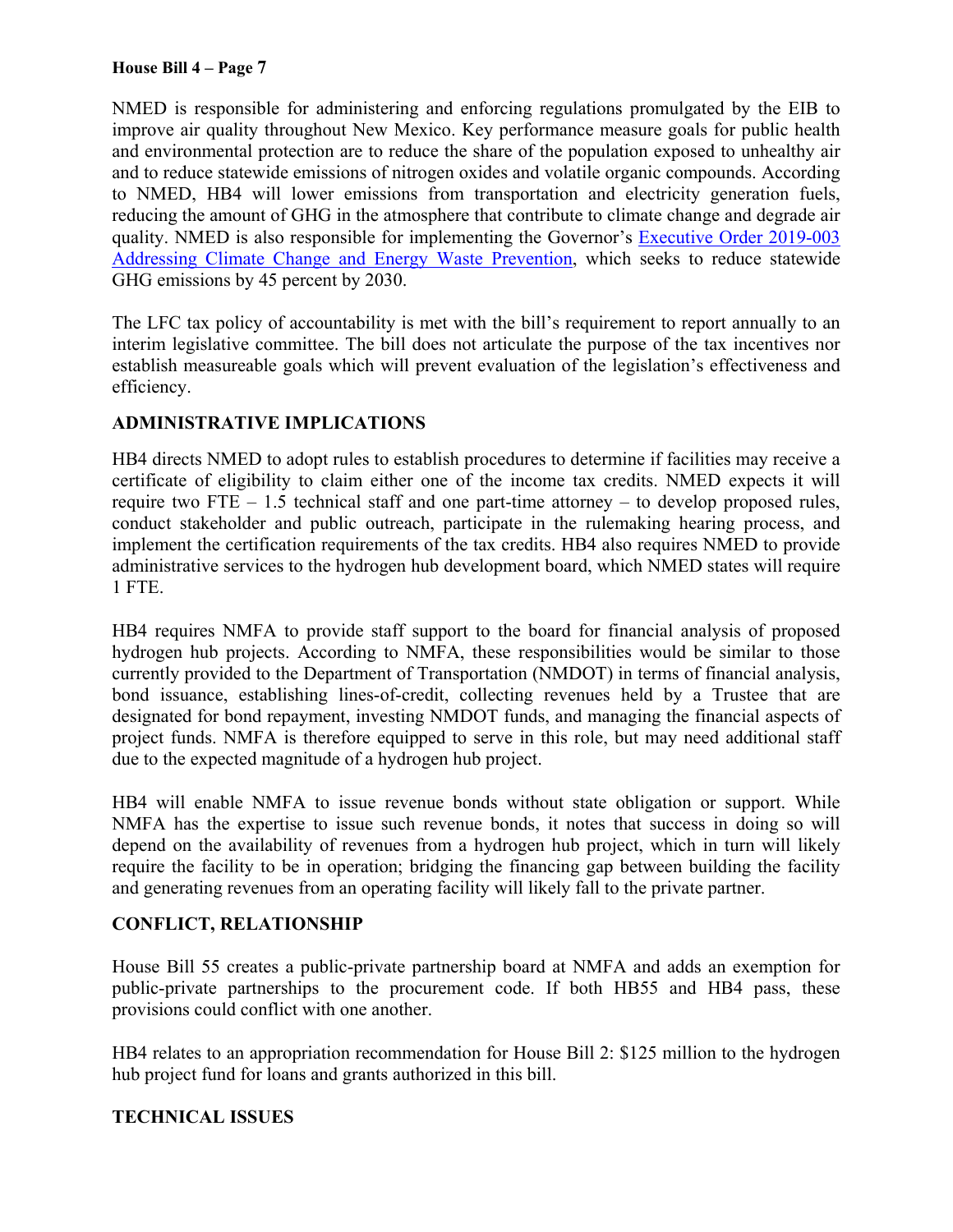NMED is responsible for administering and enforcing regulations promulgated by the EIB to improve air quality throughout New Mexico. Key performance measure goals for public health and environmental protection are to reduce the share of the population exposed to unhealthy air and to reduce statewide emissions of nitrogen oxides and volatile organic compounds. According to NMED, HB4 will lower emissions from transportation and electricity generation fuels, reducing the amount of GHG in the atmosphere that contribute to climate change and degrade air quality. NMED is also responsible for implementing the Governor's Executive Order 2019-003 Addressing Climate Change and Energy Waste Prevention, which seeks to reduce statewide GHG emissions by 45 percent by 2030.

The LFC tax policy of accountability is met with the bill's requirement to report annually to an interim legislative committee. The bill does not articulate the purpose of the tax incentives nor establish measureable goals which will prevent evaluation of the legislation's effectiveness and efficiency.

## ADMINISTRATIVE IMPLICATIONS

HB4 directs NMED to adopt rules to establish procedures to determine if facilities may receive a certificate of eligibility to claim either one of the income tax credits. NMED expects it will require two FTE – 1.5 technical staff and one part-time attorney – to develop proposed rules, conduct stakeholder and public outreach, participate in the rulemaking hearing process, and implement the certification requirements of the tax credits. HB4 also requires NMED to provide administrative services to the hydrogen hub development board, which NMED states will require 1 FTE.

HB4 requires NMFA to provide staff support to the board for financial analysis of proposed hydrogen hub projects. According to NMFA, these responsibilities would be similar to those currently provided to the Department of Transportation (NMDOT) in terms of financial analysis, bond issuance, establishing lines-of-credit, collecting revenues held by a Trustee that are designated for bond repayment, investing NMDOT funds, and managing the financial aspects of project funds. NMFA is therefore equipped to serve in this role, but may need additional staff due to the expected magnitude of a hydrogen hub project.

HB4 will enable NMFA to issue revenue bonds without state obligation or support. While NMFA has the expertise to issue such revenue bonds, it notes that success in doing so will depend on the availability of revenues from a hydrogen hub project, which in turn will likely require the facility to be in operation; bridging the financing gap between building the facility and generating revenues from an operating facility will likely fall to the private partner.

## CONFLICT, RELATIONSHIP

House Bill 55 creates a public-private partnership board at NMFA and adds an exemption for public-private partnerships to the procurement code. If both HB55 and HB4 pass, these provisions could conflict with one another.

HB4 relates to an appropriation recommendation for House Bill 2: $125 million to the hydrogen hub project fund for loans and grants authorized in this bill.

## TECHNICAL ISSUES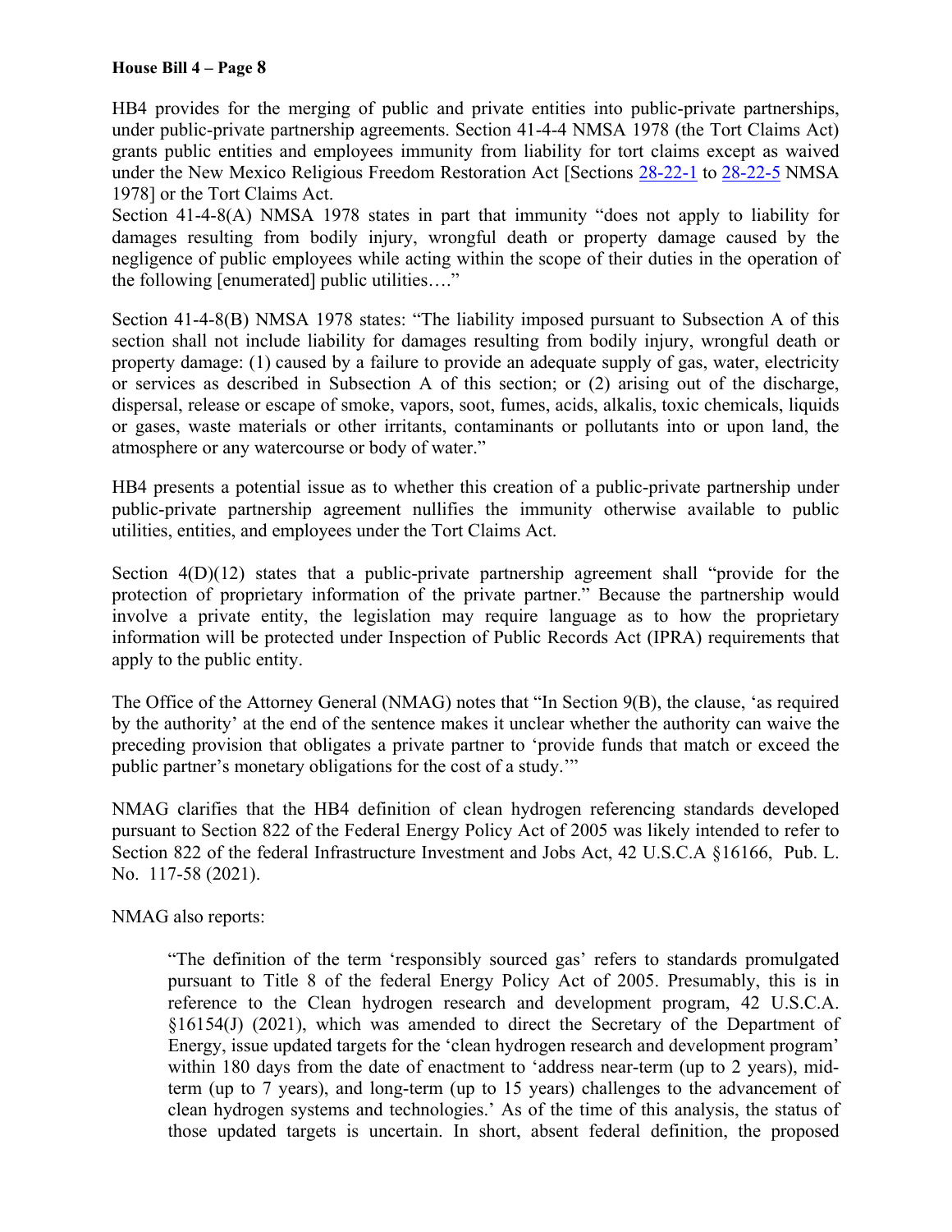HB4 provides for the merging of public and private entities into public-private partnerships, under public-private partnership agreements. Section 41-4-4 NMSA 1978 (the Tort Claims Act) grants public entities and employees immunity from liability for tort claims except as waived under the New Mexico Religious Freedom Restoration Act [Sections 28-22-1 to 28-22-5 NMSA 1978] or the Tort Claims Act.

Section 41-4-8(A) NMSA 1978 states in part that immunity "does not apply to liability for damages resulting from bodily injury, wrongful death or property damage caused by the negligence of public employees while acting within the scope of their duties in the operation of the following [enumerated] public utilities…."

Section 41-4-8(B) NMSA 1978 states: "The liability imposed pursuant to Subsection A of this section shall not include liability for damages resulting from bodily injury, wrongful death or property damage: (1) caused by a failure to provide an adequate supply of gas, water, electricity or services as described in Subsection A of this section; or (2) arising out of the discharge, dispersal, release or escape of smoke, vapors, soot, fumes, acids, alkalis, toxic chemicals, liquids or gases, waste materials or other irritants, contaminants or pollutants into or upon land, the atmosphere or any watercourse or body of water."

HB4 presents a potential issue as to whether this creation of a public-private partnership under public-private partnership agreement nullifies the immunity otherwise available to public utilities, entities, and employees under the Tort Claims Act.

Section 4(D)(12) states that a public-private partnership agreement shall "provide for the protection of proprietary information of the private partner." Because the partnership would involve a private entity, the legislation may require language as to how the proprietary information will be protected under Inspection of Public Records Act (IPRA) requirements that apply to the public entity.

The Office of the Attorney General (NMAG) notes that "In Section 9(B), the clause, 'as required by the authority' at the end of the sentence makes it unclear whether the authority can waive the preceding provision that obligates a private partner to 'provide funds that match or exceed the public partner's monetary obligations for the cost of a study.'"

NMAG clarifies that the HB4 definition of clean hydrogen referencing standards developed pursuant to Section 822 of the Federal Energy Policy Act of 2005 was likely intended to refer to Section 822 of the federal Infrastructure Investment and Jobs Act, 42 U.S.C.A §16166, Pub. L. No. 117-58 (2021).

NMAG also reports:

> "The definition of the term 'responsibly sourced gas' refers to standards promulgated pursuant to Title 8 of the federal Energy Policy Act of 2005. Presumably, this is in reference to the Clean hydrogen research and development program, 42 U.S.C.A. §16154(J) (2021), which was amended to direct the Secretary of the Department of Energy, issue updated targets for the 'clean hydrogen research and development program' within 180 days from the date of enactment to 'address near-term (up to 2 years), mid-term (up to 7 years), and long-term (up to 15 years) challenges to the advancement of clean hydrogen systems and technologies.' As of the time of this analysis, the status of those updated targets is uncertain. In short, absent federal definition, the proposed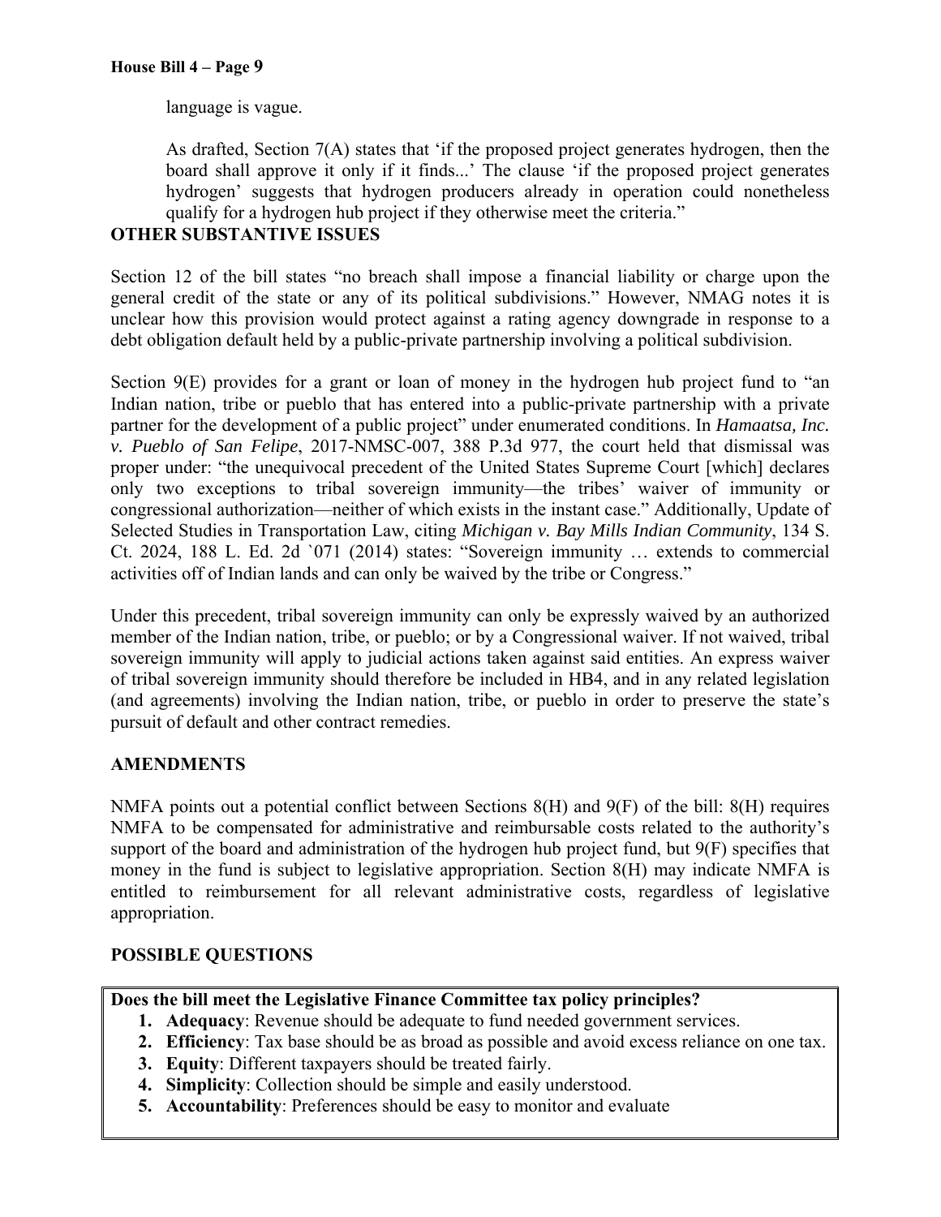language is vague.

> As drafted, Section 7(A) states that 'if the proposed project generates hydrogen, then the board shall approve it only if it finds...' The clause 'if the proposed project generates hydrogen' suggests that hydrogen producers already in operation could nonetheless qualify for a hydrogen hub project if they otherwise meet the criteria."

**OTHER SUBSTANTIVE ISSUES**

Section 12 of the bill states "no breach shall impose a financial liability or charge upon the general credit of the state or any of its political subdivisions." However, NMAG notes it is unclear how this provision would protect against a rating agency downgrade in response to a debt obligation default held by a public-private partnership involving a political subdivision.

Section 9(E) provides for a grant or loan of money in the hydrogen hub project fund to "an Indian nation, tribe or pueblo that has entered into a public-private partnership with a private partner for the development of a public project" under enumerated conditions. In *Hamaatsa, Inc. v. Pueblo of San Felipe*, 2017-NMSC-007, 388 P.3d 977, the court held that dismissal was proper under: "the unequivocal precedent of the United States Supreme Court [which] declares only two exceptions to tribal sovereign immunity—the tribes' waiver of immunity or congressional authorization—neither of which exists in the instant case." Additionally, Update of Selected Studies in Transportation Law, citing *Michigan v. Bay Mills Indian Community*, 134 S. Ct. 2024, 188 L. Ed. 2d `071 (2014) states: "Sovereign immunity … extends to commercial activities off of Indian lands and can only be waived by the tribe or Congress."

Under this precedent, tribal sovereign immunity can only be expressly waived by an authorized member of the Indian nation, tribe, or pueblo; or by a Congressional waiver. If not waived, tribal sovereign immunity will apply to judicial actions taken against said entities. An express waiver of tribal sovereign immunity should therefore be included in HB4, and in any related legislation (and agreements) involving the Indian nation, tribe, or pueblo in order to preserve the state's pursuit of default and other contract remedies.

**AMENDMENTS**

NMFA points out a potential conflict between Sections 8(H) and 9(F) of the bill: 8(H) requires NMFA to be compensated for administrative and reimbursable costs related to the authority's support of the board and administration of the hydrogen hub project fund, but 9(F) specifies that money in the fund is subject to legislative appropriation. Section 8(H) may indicate NMFA is entitled to reimbursement for all relevant administrative costs, regardless of legislative appropriation.

**POSSIBLE QUESTIONS**

**Does the bill meet the Legislative Finance Committee tax policy principles?**

1. **Adequacy**: Revenue should be adequate to fund needed government services.
2. **Efficiency**: Tax base should be as broad as possible and avoid excess reliance on one tax.
3. **Equity**: Different taxpayers should be treated fairly.
4. **Simplicity**: Collection should be simple and easily understood.
5. **Accountability**: Preferences should be easy to monitor and evaluate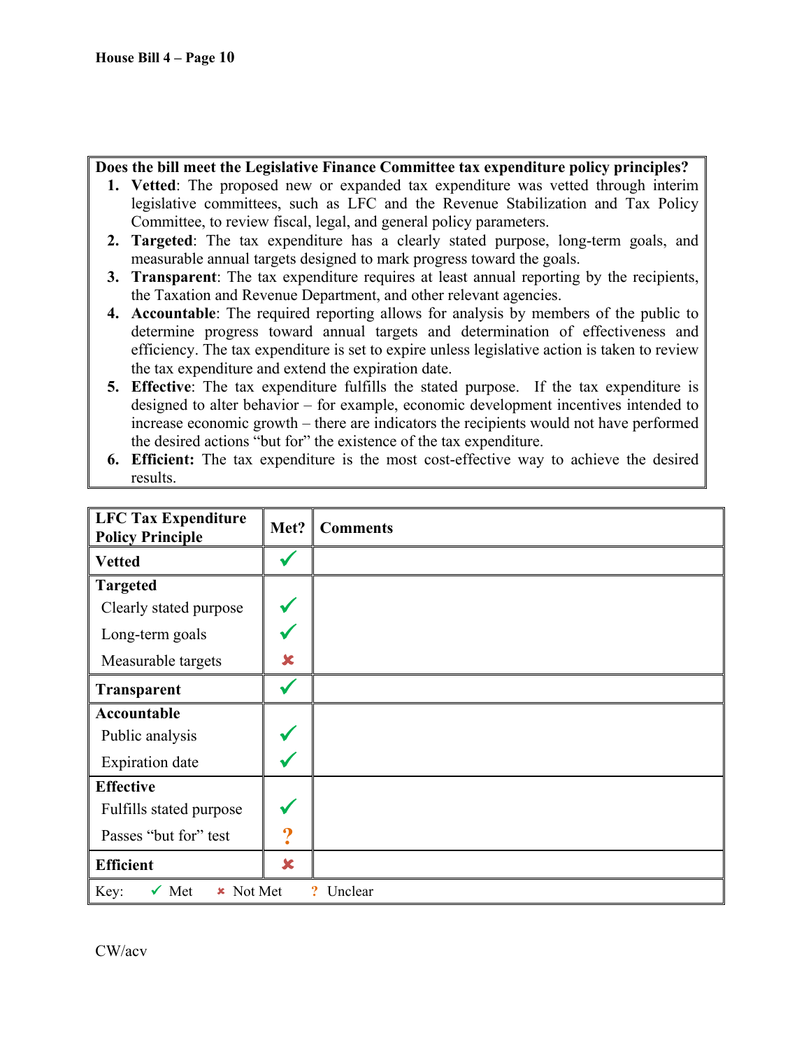**Does the bill meet the Legislative Finance Committee tax expenditure policy principles?**

1. **Vetted**: The proposed new or expanded tax expenditure was vetted through interim legislative committees, such as LFC and the Revenue Stabilization and Tax Policy Committee, to review fiscal, legal, and general policy parameters.
2. **Targeted**: The tax expenditure has a clearly stated purpose, long-term goals, and measurable annual targets designed to mark progress toward the goals.
3. **Transparent**: The tax expenditure requires at least annual reporting by the recipients, the Taxation and Revenue Department, and other relevant agencies.
4. **Accountable**: The required reporting allows for analysis by members of the public to determine progress toward annual targets and determination of effectiveness and efficiency. The tax expenditure is set to expire unless legislative action is taken to review the tax expenditure and extend the expiration date.
5. **Effective**: The tax expenditure fulfills the stated purpose. If the tax expenditure is designed to alter behavior – for example, economic development incentives intended to increase economic growth – there are indicators the recipients would not have performed the desired actions "but for" the existence of the tax expenditure.
6. **Efficient:** The tax expenditure is the most cost-effective way to achieve the desired results.

| LFC Tax Expenditure Policy Principle | Met? | Comments |
|---|---|---|
| **Vetted** | ✓ | |
| **Targeted** | | |
| Clearly stated purpose | ✓ | |
| Long-term goals | ✓ | |
| Measurable targets | ✖ | |
| **Transparent** | ✓ | |
| **Accountable** | | |
| Public analysis | ✓ | |
| Expiration date | ✓ | |
| **Effective** | | |
| Fulfills stated purpose | ✓ | |
| Passes "but for" test | ? | |
| **Efficient** | ✖ | |
| Key: ✓ Met ✖ Not Met ? Unclear | | |

CW/acv